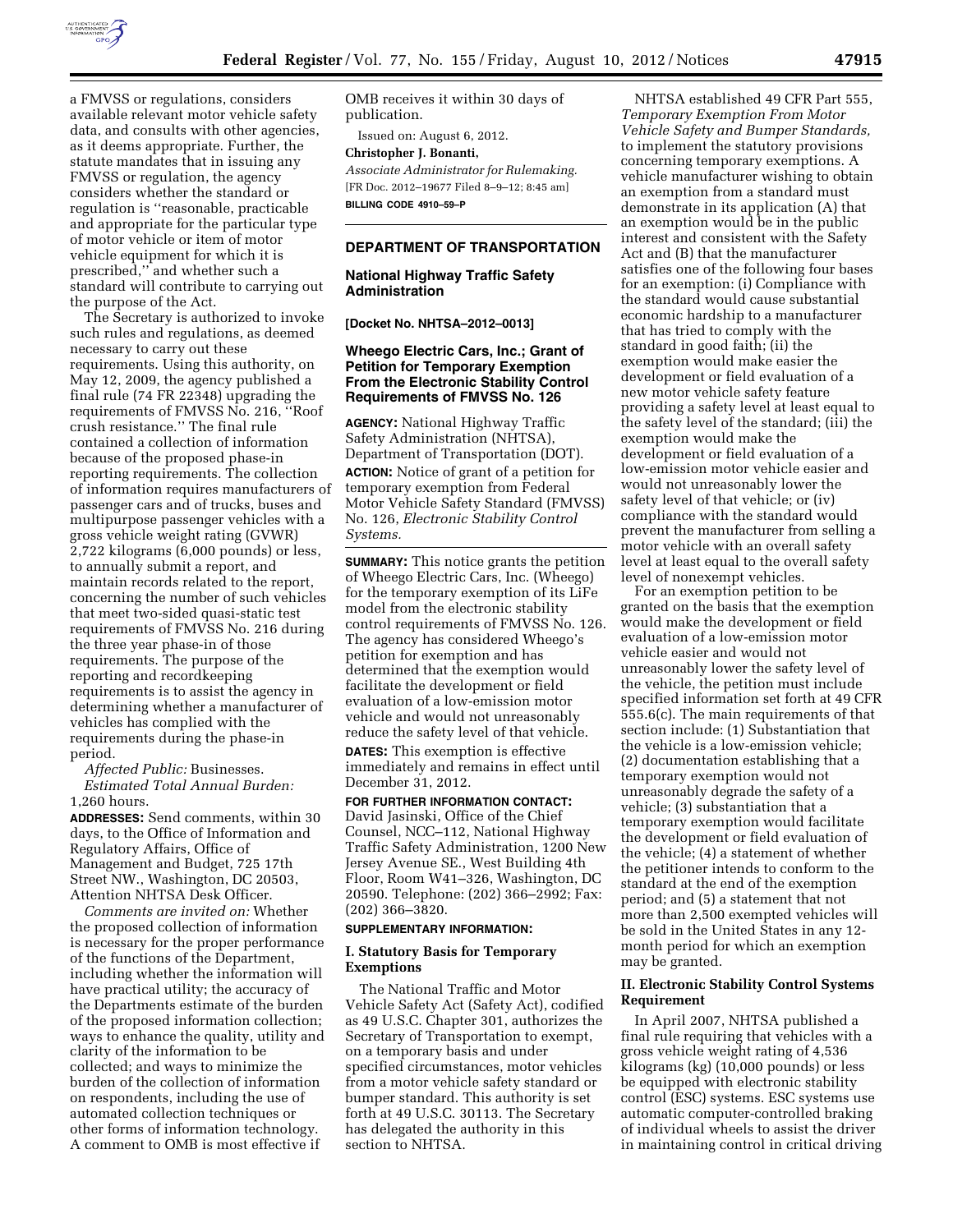a FMVSS or regulations, considers available relevant motor vehicle safety data, and consults with other agencies, as it deems appropriate. Further, the statute mandates that in issuing any FMVSS or regulation, the agency considers whether the standard or regulation is ''reasonable, practicable and appropriate for the particular type of motor vehicle or item of motor vehicle equipment for which it is prescribed,'' and whether such a standard will contribute to carrying out the purpose of the Act.

The Secretary is authorized to invoke such rules and regulations, as deemed necessary to carry out these requirements. Using this authority, on May 12, 2009, the agency published a final rule (74 FR 22348) upgrading the requirements of FMVSS No. 216, ''Roof crush resistance.'' The final rule contained a collection of information because of the proposed phase-in reporting requirements. The collection of information requires manufacturers of passenger cars and of trucks, buses and multipurpose passenger vehicles with a gross vehicle weight rating (GVWR) 2,722 kilograms (6,000 pounds) or less, to annually submit a report, and maintain records related to the report, concerning the number of such vehicles that meet two-sided quasi-static test requirements of FMVSS No. 216 during the three year phase-in of those requirements. The purpose of the reporting and recordkeeping requirements is to assist the agency in determining whether a manufacturer of vehicles has complied with the requirements during the phase-in period.

*Affected Public:* Businesses.

*Estimated Total Annual Burden:* 1,260 hours.

**ADDRESSES:** Send comments, within 30 days, to the Office of Information and Regulatory Affairs, Office of Management and Budget, 725 17th Street NW., Washington, DC 20503, Attention NHTSA Desk Officer.

*Comments are invited on:* Whether the proposed collection of information is necessary for the proper performance of the functions of the Department, including whether the information will have practical utility; the accuracy of the Departments estimate of the burden of the proposed information collection; ways to enhance the quality, utility and clarity of the information to be collected; and ways to minimize the burden of the collection of information on respondents, including the use of automated collection techniques or other forms of information technology. A comment to OMB is most effective if OMB receives it within 30 days of publication.

Issued on: August 6, 2012.

**Christopher J. Bonanti,**

*Associate Administrator for Rulemaking.*

[FR Doc. 2012–19677 Filed 8–9–12; 8:45 am]

**BILLING CODE 4910–59–P**

## DEPARTMENT OF TRANSPORTATION

### National Highway Traffic Safety Administration

**[Docket No. NHTSA–2012–0013]**

### Wheego Electric Cars, Inc.; Grant of Petition for Temporary Exemption From the Electronic Stability Control Requirements of FMVSS No. 126

**AGENCY:** National Highway Traffic Safety Administration (NHTSA), Department of Transportation (DOT).

**ACTION:** Notice of grant of a petition for temporary exemption from Federal Motor Vehicle Safety Standard (FMVSS) No. 126, *Electronic Stability Control Systems.*

**SUMMARY:** This notice grants the petition of Wheego Electric Cars, Inc. (Wheego) for the temporary exemption of its LiFe model from the electronic stability control requirements of FMVSS No. 126. The agency has considered Wheego's petition for exemption and has determined that the exemption would facilitate the development or field evaluation of a low-emission motor vehicle and would not unreasonably reduce the safety level of that vehicle.

**DATES:** This exemption is effective immediately and remains in effect until December 31, 2012.

**FOR FURTHER INFORMATION CONTACT:** David Jasinski, Office of the Chief Counsel, NCC–112, National Highway Traffic Safety Administration, 1200 New Jersey Avenue SE., West Building 4th Floor, Room W41–326, Washington, DC 20590. Telephone: (202) 366–2992; Fax: (202) 366–3820.

**SUPPLEMENTARY INFORMATION:**

#### I. Statutory Basis for Temporary Exemptions

The National Traffic and Motor Vehicle Safety Act (Safety Act), codified as 49 U.S.C. Chapter 301, authorizes the Secretary of Transportation to exempt, on a temporary basis and under specified circumstances, motor vehicles from a motor vehicle safety standard or bumper standard. This authority is set forth at 49 U.S.C. 30113. The Secretary has delegated the authority in this section to NHTSA.

NHTSA established 49 CFR Part 555, *Temporary Exemption From Motor Vehicle Safety and Bumper Standards,* to implement the statutory provisions concerning temporary exemptions. A vehicle manufacturer wishing to obtain an exemption from a standard must demonstrate in its application (A) that an exemption would be in the public interest and consistent with the Safety Act and (B) that the manufacturer satisfies one of the following four bases for an exemption: (i) Compliance with the standard would cause substantial economic hardship to a manufacturer that has tried to comply with the standard in good faith; (ii) the exemption would make easier the development or field evaluation of a new motor vehicle safety feature providing a safety level at least equal to the safety level of the standard; (iii) the exemption would make the development or field evaluation of a low-emission motor vehicle easier and would not unreasonably lower the safety level of that vehicle; or (iv) compliance with the standard would prevent the manufacturer from selling a motor vehicle with an overall safety level at least equal to the overall safety level of nonexempt vehicles.

For an exemption petition to be granted on the basis that the exemption would make the development or field evaluation of a low-emission motor vehicle easier and would not unreasonably lower the safety level of the vehicle, the petition must include specified information set forth at 49 CFR 555.6(c). The main requirements of that section include: (1) Substantiation that the vehicle is a low-emission vehicle; (2) documentation establishing that a temporary exemption would not unreasonably degrade the safety of a vehicle; (3) substantiation that a temporary exemption would facilitate the development or field evaluation of the vehicle; (4) a statement of whether the petitioner intends to conform to the standard at the end of the exemption period; and (5) a statement that not more than 2,500 exempted vehicles will be sold in the United States in any 12-month period for which an exemption may be granted.

#### II. Electronic Stability Control Systems Requirement

In April 2007, NHTSA published a final rule requiring that vehicles with a gross vehicle weight rating of 4,536 kilograms (kg) (10,000 pounds) or less be equipped with electronic stability control (ESC) systems. ESC systems use automatic computer-controlled braking of individual wheels to assist the driver in maintaining control in critical driving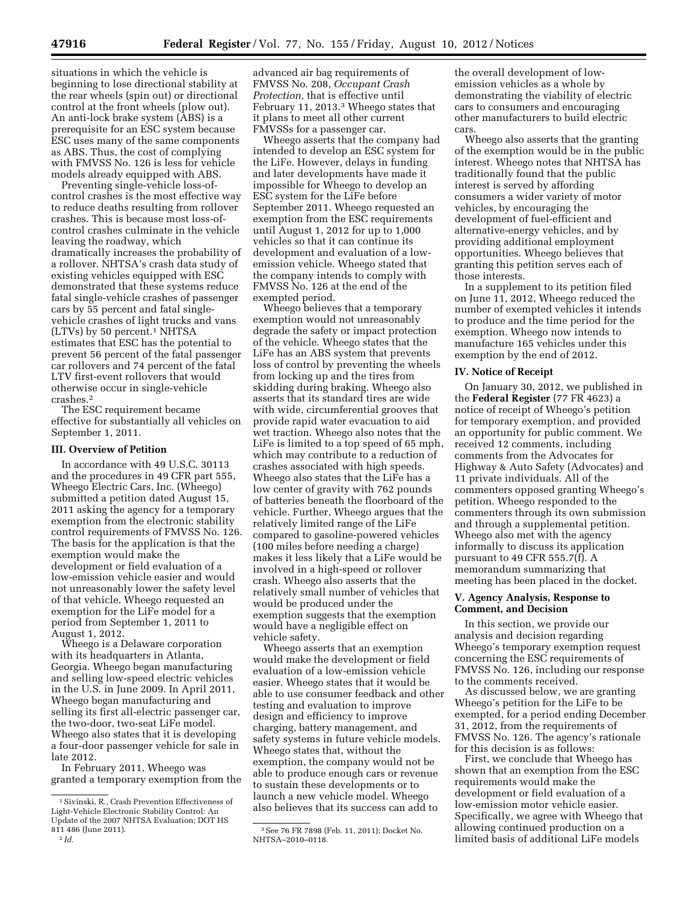situations in which the vehicle is beginning to lose directional stability at the rear wheels (spin out) or directional control at the front wheels (plow out). An anti-lock brake system (ABS) is a prerequisite for an ESC system because ESC uses many of the same components as ABS. Thus, the cost of complying with FMVSS No. 126 is less for vehicle models already equipped with ABS.

Preventing single-vehicle loss-of-control crashes is the most effective way to reduce deaths resulting from rollover crashes. This is because most loss-of-control crashes culminate in the vehicle leaving the roadway, which dramatically increases the probability of a rollover. NHTSA's crash data study of existing vehicles equipped with ESC demonstrated that these systems reduce fatal single-vehicle crashes of passenger cars by 55 percent and fatal single-vehicle crashes of light trucks and vans (LTVs) by 50 percent.[1] NHTSA estimates that ESC has the potential to prevent 56 percent of the fatal passenger car rollovers and 74 percent of the fatal LTV first-event rollovers that would otherwise occur in single-vehicle crashes.[2]

The ESC requirement became effective for substantially all vehicles on September 1, 2011.

## III. Overview of Petition

In accordance with 49 U.S.C. 30113 and the procedures in 49 CFR part 555, Wheego Electric Cars, Inc. (Wheego) submitted a petition dated August 15, 2011 asking the agency for a temporary exemption from the electronic stability control requirements of FMVSS No. 126. The basis for the application is that the exemption would make the development or field evaluation of a low-emission vehicle easier and would not unreasonably lower the safety level of that vehicle. Wheego requested an exemption for the LiFe model for a period from September 1, 2011 to August 1, 2012.

Wheego is a Delaware corporation with its headquarters in Atlanta, Georgia. Wheego began manufacturing and selling low-speed electric vehicles in the U.S. in June 2009. In April 2011, Wheego began manufacturing and selling its first all-electric passenger car, the two-door, two-seat LiFe model. Wheego also states that it is developing a four-door passenger vehicle for sale in late 2012.

In February 2011, Wheego was granted a temporary exemption from the advanced air bag requirements of FMVSS No. 208, *Occupant Crash Protection,* that is effective until February 11, 2013.[3] Wheego states that it plans to meet all other current FMVSSs for a passenger car.

Wheego asserts that the company had intended to develop an ESC system for the LiFe. However, delays in funding and later developments have made it impossible for Wheego to develop an ESC system for the LiFe before September 2011. Wheego requested an exemption from the ESC requirements until August 1, 2012 for up to 1,000 vehicles so that it can continue its development and evaluation of a low-emission vehicle. Wheego stated that the company intends to comply with FMVSS No. 126 at the end of the exempted period.

Wheego believes that a temporary exemption would not unreasonably degrade the safety or impact protection of the vehicle. Wheego states that the LiFe has an ABS system that prevents loss of control by preventing the wheels from locking up and the tires from skidding during braking. Wheego also asserts that its standard tires are wide with wide, circumferential grooves that provide rapid water evacuation to aid wet traction. Wheego also notes that the LiFe is limited to a top speed of 65 mph, which may contribute to a reduction of crashes associated with high speeds. Wheego also states that the LiFe has a low center of gravity with 762 pounds of batteries beneath the floorboard of the vehicle. Further, Wheego argues that the relatively limited range of the LiFe compared to gasoline-powered vehicles (100 miles before needing a charge) makes it less likely that a LiFe would be involved in a high-speed or rollover crash. Wheego also asserts that the relatively small number of vehicles that would be produced under the exemption suggests that the exemption would have a negligible effect on vehicle safety.

Wheego asserts that an exemption would make the development or field evaluation of a low-emission vehicle easier. Wheego states that it would be able to use consumer feedback and other testing and evaluation to improve design and efficiency to improve charging, battery management, and safety systems in future vehicle models. Wheego states that, without the exemption, the company would not be able to produce enough cars or revenue to sustain these developments or to launch a new vehicle model. Wheego also believes that its success can add to the overall development of low-emission vehicles as a whole by demonstrating the viability of electric cars to consumers and encouraging other manufacturers to build electric cars.

Wheego also asserts that the granting of the exemption would be in the public interest. Wheego notes that NHTSA has traditionally found that the public interest is served by affording consumers a wider variety of motor vehicles, by encouraging the development of fuel-efficient and alternative-energy vehicles, and by providing additional employment opportunities. Wheego believes that granting this petition serves each of those interests.

In a supplement to its petition filed on June 11, 2012, Wheego reduced the number of exempted vehicles it intends to produce and the time period for the exemption. Wheego now intends to manufacture 165 vehicles under this exemption by the end of 2012.

## IV. Notice of Receipt

On January 30, 2012, we published in the **Federal Register** (77 FR 4623) a notice of receipt of Wheego's petition for temporary exemption, and provided an opportunity for public comment. We received 12 comments, including comments from the Advocates for Highway & Auto Safety (Advocates) and 11 private individuals. All of the commenters opposed granting Wheego's petition. Wheego responded to the commenters through its own submission and through a supplemental petition. Wheego also met with the agency informally to discuss its application pursuant to 49 CFR 555.7(f). A memorandum summarizing that meeting has been placed in the docket.

## V. Agency Analysis, Response to Comment, and Decision

In this section, we provide our analysis and decision regarding Wheego's temporary exemption request concerning the ESC requirements of FMVSS No. 126, including our response to the comments received.

As discussed below, we are granting Wheego's petition for the LiFe to be exempted, for a period ending December 31, 2012, from the requirements of FMVSS No. 126. The agency's rationale for this decision is as follows:

First, we conclude that Wheego has shown that an exemption from the ESC requirements would make the development or field evaluation of a low-emission motor vehicle easier. Specifically, we agree with Wheego that allowing continued production on a limited basis of additional LiFe models

---

[1] Sivinski, R., Crash Prevention Effectiveness of Light-Vehicle Electronic Stability Control: An Update of the 2007 NHTSA Evaluation; DOT HS 811 486 (June 2011).

[2] *Id.*

[3] See 76 FR 7898 (Feb. 11, 2011); Docket No. NHTSA–2010–0118.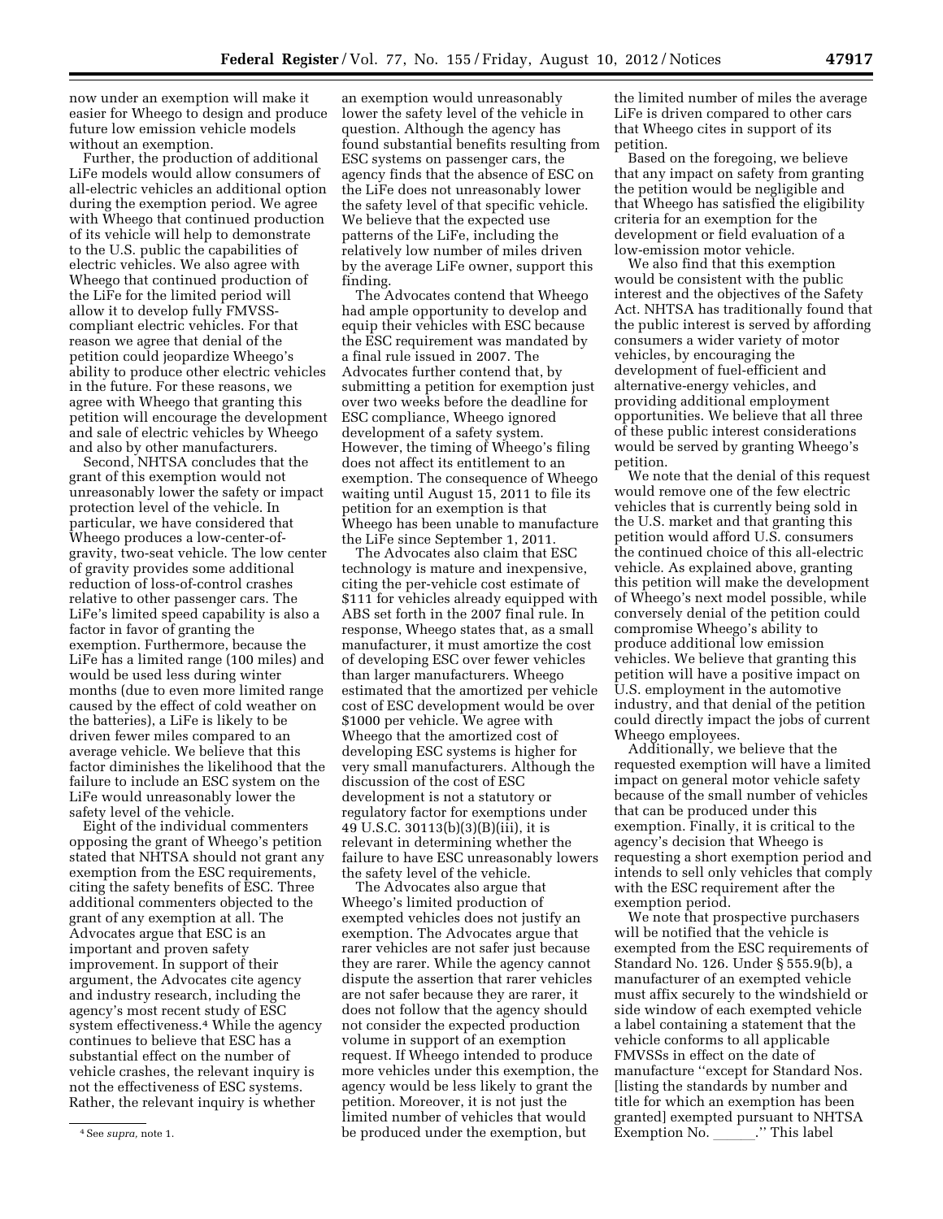now under an exemption will make it easier for Wheego to design and produce future low emission vehicle models without an exemption.

Further, the production of additional LiFe models would allow consumers of all-electric vehicles an additional option during the exemption period. We agree with Wheego that continued production of its vehicle will help to demonstrate to the U.S. public the capabilities of electric vehicles. We also agree with Wheego that continued production of the LiFe for the limited period will allow it to develop fully FMVSS-compliant electric vehicles. For that reason we agree that denial of the petition could jeopardize Wheego's ability to produce other electric vehicles in the future. For these reasons, we agree with Wheego that granting this petition will encourage the development and sale of electric vehicles by Wheego and also by other manufacturers.

Second, NHTSA concludes that the grant of this exemption would not unreasonably lower the safety or impact protection level of the vehicle. In particular, we have considered that Wheego produces a low-center-of-gravity, two-seat vehicle. The low center of gravity provides some additional reduction of loss-of-control crashes relative to other passenger cars. The LiFe's limited speed capability is also a factor in favor of granting the exemption. Furthermore, because the LiFe has a limited range (100 miles) and would be used less during winter months (due to even more limited range caused by the effect of cold weather on the batteries), a LiFe is likely to be driven fewer miles compared to an average vehicle. We believe that this factor diminishes the likelihood that the failure to include an ESC system on the LiFe would unreasonably lower the safety level of the vehicle.

Eight of the individual commenters opposing the grant of Wheego's petition stated that NHTSA should not grant any exemption from the ESC requirements, citing the safety benefits of ESC. Three additional commenters objected to the grant of any exemption at all. The Advocates argue that ESC is an important and proven safety improvement. In support of their argument, the Advocates cite agency and industry research, including the agency's most recent study of ESC system effectiveness.[4] While the agency continues to believe that ESC has a substantial effect on the number of vehicle crashes, the relevant inquiry is not the effectiveness of ESC systems. Rather, the relevant inquiry is whether an exemption would unreasonably lower the safety level of the vehicle in question. Although the agency has found substantial benefits resulting from ESC systems on passenger cars, the agency finds that the absence of ESC on the LiFe does not unreasonably lower the safety level of that specific vehicle. We believe that the expected use patterns of the LiFe, including the relatively low number of miles driven by the average LiFe owner, support this finding.

The Advocates contend that Wheego had ample opportunity to develop and equip their vehicles with ESC because the ESC requirement was mandated by a final rule issued in 2007. The Advocates further contend that, by submitting a petition for exemption just over two weeks before the deadline for ESC compliance, Wheego ignored development of a safety system. However, the timing of Wheego's filing does not affect its entitlement to an exemption. The consequence of Wheego waiting until August 15, 2011 to file its petition for an exemption is that Wheego has been unable to manufacture the LiFe since September 1, 2011.

The Advocates also claim that ESC technology is mature and inexpensive, citing the per-vehicle cost estimate of $111 for vehicles already equipped with ABS set forth in the 2007 final rule. In response, Wheego states that, as a small manufacturer, it must amortize the cost of developing ESC over fewer vehicles than larger manufacturers. Wheego estimated that the amortized per vehicle cost of ESC development would be over $1000 per vehicle. We agree with Wheego that the amortized cost of developing ESC systems is higher for very small manufacturers. Although the discussion of the cost of ESC development is not a statutory or regulatory factor for exemptions under 49 U.S.C. 30113(b)(3)(B)(iii), it is relevant in determining whether the failure to have ESC unreasonably lowers the safety level of the vehicle.

The Advocates also argue that Wheego's limited production of exempted vehicles does not justify an exemption. The Advocates argue that rarer vehicles are not safer just because they are rarer. While the agency cannot dispute the assertion that rarer vehicles are not safer because they are rarer, it does not follow that the agency should not consider the expected production volume in support of an exemption request. If Wheego intended to produce more vehicles under this exemption, the agency would be less likely to grant the petition. Moreover, it is not just the limited number of vehicles that would be produced under the exemption, but the limited number of miles the average LiFe is driven compared to other cars that Wheego cites in support of its petition.

Based on the foregoing, we believe that any impact on safety from granting the petition would be negligible and that Wheego has satisfied the eligibility criteria for an exemption for the development or field evaluation of a low-emission motor vehicle.

We also find that this exemption would be consistent with the public interest and the objectives of the Safety Act. NHTSA has traditionally found that the public interest is served by affording consumers a wider variety of motor vehicles, by encouraging the development of fuel-efficient and alternative-energy vehicles, and providing additional employment opportunities. We believe that all three of these public interest considerations would be served by granting Wheego's petition.

We note that the denial of this request would remove one of the few electric vehicles that is currently being sold in the U.S. market and that granting this petition would afford U.S. consumers the continued choice of this all-electric vehicle. As explained above, granting this petition will make the development of Wheego's next model possible, while conversely denial of the petition could compromise Wheego's ability to produce additional low emission vehicles. We believe that granting this petition will have a positive impact on U.S. employment in the automotive industry, and that denial of the petition could directly impact the jobs of current Wheego employees.

Additionally, we believe that the requested exemption will have a limited impact on general motor vehicle safety because of the small number of vehicles that can be produced under this exemption. Finally, it is critical to the agency's decision that Wheego is requesting a short exemption period and intends to sell only vehicles that comply with the ESC requirement after the exemption period.

We note that prospective purchasers will be notified that the vehicle is exempted from the ESC requirements of Standard No. 126. Under § 555.9(b), a manufacturer of an exempted vehicle must affix securely to the windshield or side window of each exempted vehicle a label containing a statement that the vehicle conforms to all applicable FMVSSs in effect on the date of manufacture ''except for Standard Nos. [listing the standards by number and title for which an exemption has been granted] exempted pursuant to NHTSA Exemption No. ______.'' This label

[4] See *supra*, note 1.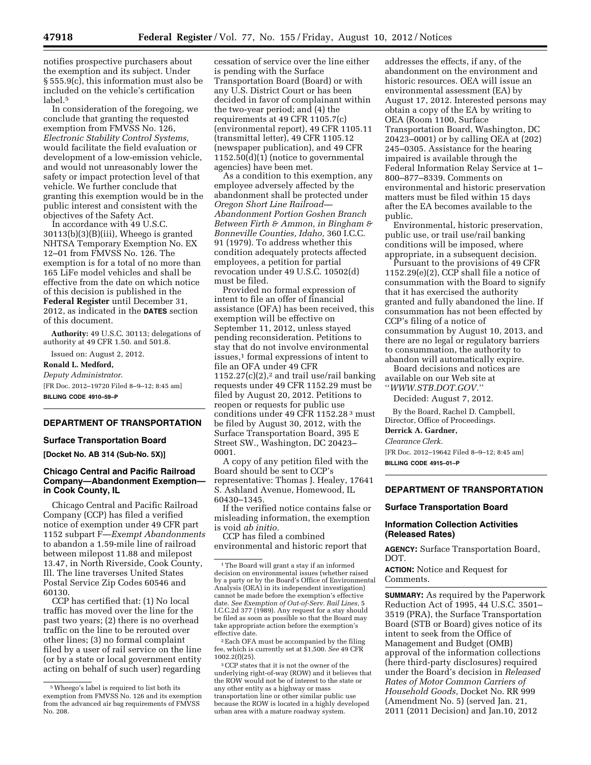notifies prospective purchasers about the exemption and its subject. Under § 555.9(c), this information must also be included on the vehicle's certification label.[5]

In consideration of the foregoing, we conclude that granting the requested exemption from FMVSS No. 126, *Electronic Stability Control Systems,* would facilitate the field evaluation or development of a low-emission vehicle, and would not unreasonably lower the safety or impact protection level of that vehicle. We further conclude that granting this exemption would be in the public interest and consistent with the objectives of the Safety Act.

In accordance with 49 U.S.C. 30113(b)(3)(B)(iii), Wheego is granted NHTSA Temporary Exemption No. EX 12–01 from FMVSS No. 126. The exemption is for a total of no more than 165 LiFe model vehicles and shall be effective from the date on which notice of this decision is published in the **Federal Register** until December 31, 2012, as indicated in the **DATES** section of this document.

**Authority:** 49 U.S.C. 30113; delegations of authority at 49 CFR 1.50. and 501.8.

Issued on: August 2, 2012.

**Ronald L. Medford,**

*Deputy Administrator.*

[FR Doc. 2012–19720 Filed 8–9–12; 8:45 am]

**BILLING CODE 4910–59–P**

[5] Wheego's label is required to list both its exemption from FMVSS No. 126 and its exemption from the advanced air bag requirements of FMVSS No. 208.

## DEPARTMENT OF TRANSPORTATION

### Surface Transportation Board

**[Docket No. AB 314 (Sub-No. 5X)]**

### Chicago Central and Pacific Railroad Company—Abandonment Exemption—in Cook County, IL

Chicago Central and Pacific Railroad Company (CCP) has filed a verified notice of exemption under 49 CFR part 1152 subpart F—*Exempt Abandonments* to abandon a 1.59-mile line of railroad between milepost 11.88 and milepost 13.47, in North Riverside, Cook County, Ill. The line traverses United States Postal Service Zip Codes 60546 and 60130.

CCP has certified that: (1) No local traffic has moved over the line for the past two years; (2) there is no overhead traffic on the line to be rerouted over other lines; (3) no formal complaint filed by a user of rail service on the line (or by a state or local government entity acting on behalf of such user) regarding cessation of service over the line either is pending with the Surface Transportation Board (Board) or with any U.S. District Court or has been decided in favor of complainant within the two-year period; and (4) the requirements at 49 CFR 1105.7(c) (environmental report), 49 CFR 1105.11 (transmittal letter), 49 CFR 1105.12 (newspaper publication), and 49 CFR 1152.50(d)(1) (notice to governmental agencies) have been met.

As a condition to this exemption, any employee adversely affected by the abandonment shall be protected under *Oregon Short Line Railroad—Abandonment Portion Goshen Branch Between Firth & Ammon, in Bingham & Bonneville Counties, Idaho,* 360 I.C.C. 91 (1979). To address whether this condition adequately protects affected employees, a petition for partial revocation under 49 U.S.C. 10502(d) must be filed.

Provided no formal expression of intent to file an offer of financial assistance (OFA) has been received, this exemption will be effective on September 11, 2012, unless stayed pending reconsideration. Petitions to stay that do not involve environmental issues,[1] formal expressions of intent to file an OFA under 49 CFR 1152.27(c)(2),[2] and trail use/rail banking requests under 49 CFR 1152.29 must be filed by August 20, 2012. Petitions to reopen or requests for public use conditions under 49 CFR 1152.28 [3] must be filed by August 30, 2012, with the Surface Transportation Board, 395 E Street SW., Washington, DC 20423–0001.

A copy of any petition filed with the Board should be sent to CCP's representative: Thomas J. Healey, 17641 S. Ashland Avenue, Homewood, IL 60430–1345.

If the verified notice contains false or misleading information, the exemption is void *ab initio.*

CCP has filed a combined environmental and historic report that addresses the effects, if any, of the abandonment on the environment and historic resources. OEA will issue an environmental assessment (EA) by August 17, 2012. Interested persons may obtain a copy of the EA by writing to OEA (Room 1100, Surface Transportation Board, Washington, DC 20423–0001) or by calling OEA at (202) 245–0305. Assistance for the hearing impaired is available through the Federal Information Relay Service at 1–800–877–8339. Comments on environmental and historic preservation matters must be filed within 15 days after the EA becomes available to the public.

Environmental, historic preservation, public use, or trail use/rail banking conditions will be imposed, where appropriate, in a subsequent decision.

Pursuant to the provisions of 49 CFR 1152.29(e)(2), CCP shall file a notice of consummation with the Board to signify that it has exercised the authority granted and fully abandoned the line. If consummation has not been effected by CCP's filing of a notice of consummation by August 10, 2013, and there are no legal or regulatory barriers to consummation, the authority to abandon will automatically expire.

Board decisions and notices are available on our Web site at "*WWW.STB.DOT.GOV.*"

Decided: August 7, 2012.

By the Board, Rachel D. Campbell, Director, Office of Proceedings.

**Derrick A. Gardner,**

*Clearance Clerk.*

[FR Doc. 2012–19642 Filed 8–9–12; 8:45 am]

**BILLING CODE 4915–01–P**

[1] The Board will grant a stay if an informed decision on environmental issues (whether raised by a party or by the Board's Office of Environmental Analysis (OEA) in its independent investigation) cannot be made before the exemption's effective date. *See Exemption of Out-of-Serv. Rail Lines,* 5 I.C.C.2d 377 (1989). Any request for a stay should be filed as soon as possible so that the Board may take appropriate action before the exemption's effective date.

[2] Each OFA must be accompanied by the filing fee, which is currently set at $1,500. *See* 49 CFR 1002.2(f)(25).

[3] CCP states that it is not the owner of the underlying right-of-way (ROW) and it believes that the ROW would not be of interest to the state or any other entity as a highway or mass transportation line or other similar public use because the ROW is located in a highly developed urban area with a mature roadway system.

## DEPARTMENT OF TRANSPORTATION

### Surface Transportation Board

### Information Collection Activities (Released Rates)

**AGENCY:** Surface Transportation Board, DOT.

**ACTION:** Notice and Request for Comments.

**SUMMARY:** As required by the Paperwork Reduction Act of 1995, 44 U.S.C. 3501–3519 (PRA), the Surface Transportation Board (STB or Board) gives notice of its intent to seek from the Office of Management and Budget (OMB) approval of the information collections (here third-party disclosures) required under the Board's decision in *Released Rates of Motor Common Carriers of Household Goods,* Docket No. RR 999 (Amendment No. 5) (served Jan. 21, 2011 (2011 Decision) and Jan.10, 2012